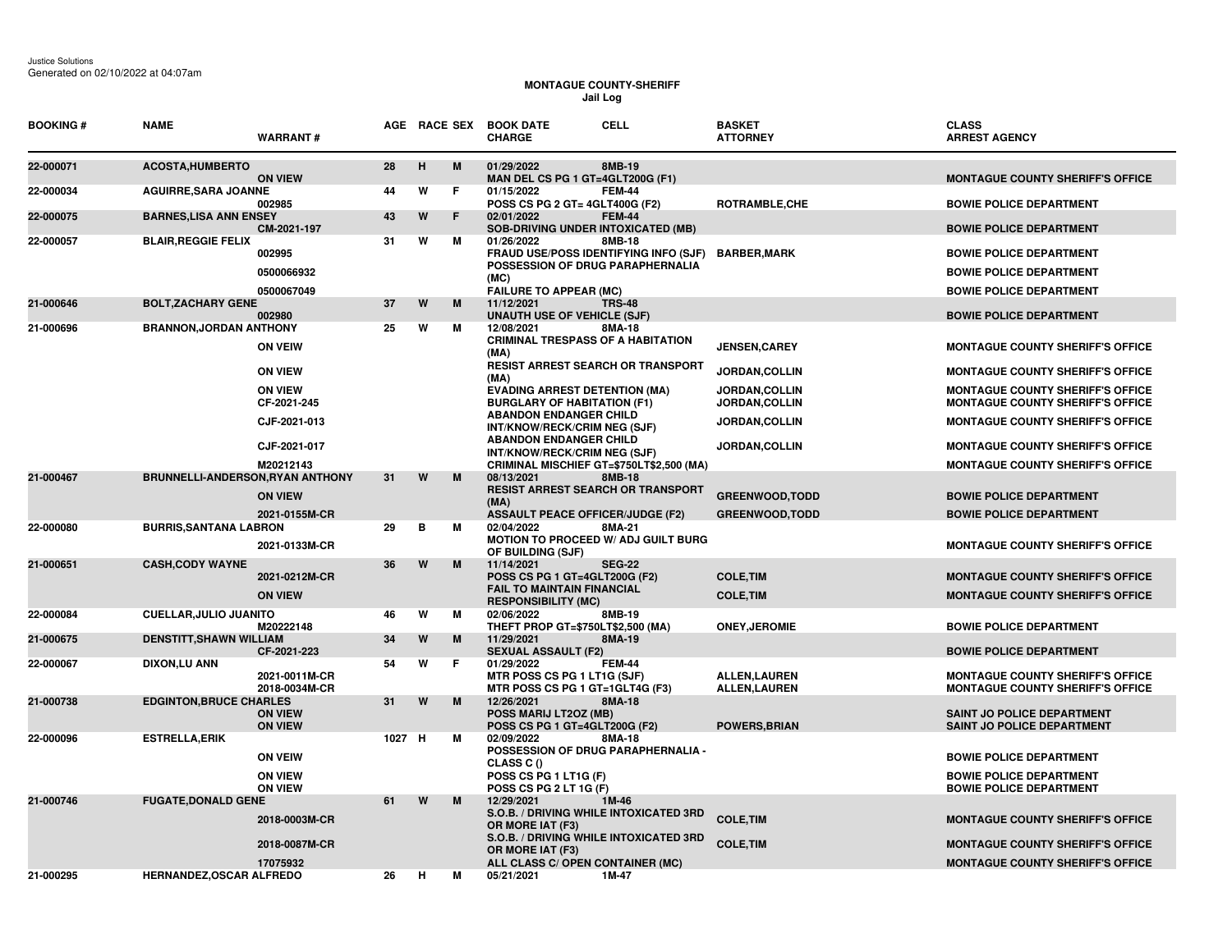Justice Solutions
Generated on 02/10/2022 at 04:07am

# MONTAGUE COUNTY-SHERIFF
## Jail Log

| BOOKING # | NAME | WARRANT # | AGE | RACE | SEX | BOOK DATE / CHARGE | CELL | BASKET / ATTORNEY | CLASS / ARREST AGENCY |
|---|---|---|---|---|---|---|---|---|---|
| 22-000071 | ACOSTA,HUMBERTO | | 28 | H | M | 01/29/2022 | 8MB-19 | | |
| | | ON VIEW | | | | MAN DEL CS PG 1 GT=4GLT200G (F1) | | | MONTAGUE COUNTY SHERIFF'S OFFICE |
| 22-000034 | AGUIRRE,SARA JOANNE | | 44 | W | F | 01/15/2022 | FEM-44 | | |
| | | 002985 | | | | POSS CS PG 2 GT= 4GLT400G (F2) | | ROTRAMBLE,CHE | BOWIE POLICE DEPARTMENT |
| 22-000075 | BARNES,LISA ANN ENSEY | | 43 | W | F | 02/01/2022 | FEM-44 | | |
| | | CM-2021-197 | | | | SOB-DRIVING UNDER INTOXICATED (MB) | | | BOWIE POLICE DEPARTMENT |
| 22-000057 | BLAIR,REGGIE FELIX | | 31 | W | M | 01/26/2022 | 8MB-18 | | |
| | | 002995 | | | | FRAUD USE/POSS IDENTIFYING INFO (SJF) | | BARBER,MARK | BOWIE POLICE DEPARTMENT |
| | | 0500066932 | | | | POSSESSION OF DRUG PARAPHERNALIA (MC) | | | BOWIE POLICE DEPARTMENT |
| | | 0500067049 | | | | FAILURE TO APPEAR (MC) | | | BOWIE POLICE DEPARTMENT |
| 21-000646 | BOLT,ZACHARY GENE | | 37 | W | M | 11/12/2021 | TRS-48 | | |
| | | 002980 | | | | UNAUTH USE OF VEHICLE (SJF) | | | BOWIE POLICE DEPARTMENT |
| 21-000696 | BRANNON,JORDAN ANTHONY | | 25 | W | M | 12/08/2021 | 8MA-18 | | |
| | | ON VEIW | | | | CRIMINAL TRESPASS OF A HABITATION (MA) | | JENSEN,CAREY | MONTAGUE COUNTY SHERIFF'S OFFICE |
| | | ON VIEW | | | | RESIST ARREST SEARCH OR TRANSPORT (MA) | | JORDAN,COLLIN | MONTAGUE COUNTY SHERIFF'S OFFICE |
| | | ON VIEW | | | | EVADING ARREST DETENTION (MA) | | JORDAN,COLLIN | MONTAGUE COUNTY SHERIFF'S OFFICE |
| | | CF-2021-245 | | | | BURGLARY OF HABITATION (F1) | | JORDAN,COLLIN | MONTAGUE COUNTY SHERIFF'S OFFICE |
| | | CJF-2021-013 | | | | ABANDON ENDANGER CHILD INT/KNOW/RECK/CRIM NEG (SJF) | | JORDAN,COLLIN | MONTAGUE COUNTY SHERIFF'S OFFICE |
| | | CJF-2021-017 | | | | ABANDON ENDANGER CHILD INT/KNOW/RECK/CRIM NEG (SJF) | | JORDAN,COLLIN | MONTAGUE COUNTY SHERIFF'S OFFICE |
| | | M20212143 | | | | CRIMINAL MISCHIEF GT=$750LT$2,500 (MA) | | | MONTAGUE COUNTY SHERIFF'S OFFICE |
| 21-000467 | BRUNNELLI-ANDERSON,RYAN ANTHONY | | 31 | W | M | 08/13/2021 | 8MB-18 | | |
| | | ON VIEW | | | | RESIST ARREST SEARCH OR TRANSPORT (MA) | | GREENWOOD,TODD | BOWIE POLICE DEPARTMENT |
| | | 2021-0155M-CR | | | | ASSAULT PEACE OFFICER/JUDGE (F2) | | GREENWOOD,TODD | BOWIE POLICE DEPARTMENT |
| 22-000080 | BURRIS,SANTANA LABRON | | 29 | B | M | 02/04/2022 | 8MA-21 | | |
| | | 2021-0133M-CR | | | | MOTION TO PROCEED W/ ADJ GUILT BURG OF BUILDING (SJF) | | | MONTAGUE COUNTY SHERIFF'S OFFICE |
| 21-000651 | CASH,CODY WAYNE | | 36 | W | M | 11/14/2021 | SEG-22 | | |
| | | 2021-0212M-CR | | | | POSS CS PG 1 GT=4GLT200G (F2) | | COLE,TIM | MONTAGUE COUNTY SHERIFF'S OFFICE |
| | | ON VIEW | | | | FAIL TO MAINTAIN FINANCIAL RESPONSIBILITY (MC) | | COLE,TIM | MONTAGUE COUNTY SHERIFF'S OFFICE |
| 22-000084 | CUELLAR,JULIO JUANITO | | 46 | W | M | 02/06/2022 | 8MB-19 | | |
| | | M20222148 | | | | THEFT PROP GT=$750LT$2,500 (MA) | | ONEY,JEROMIE | BOWIE POLICE DEPARTMENT |
| 21-000675 | DENSTITT,SHAWN WILLIAM | | 34 | W | M | 11/29/2021 | 8MA-19 | | |
| | | CF-2021-223 | | | | SEXUAL ASSAULT (F2) | | | BOWIE POLICE DEPARTMENT |
| 22-000067 | DIXON,LU ANN | | 54 | W | F | 01/29/2022 | FEM-44 | | |
| | | 2021-0011M-CR | | | | MTR POSS CS PG 1 LT1G (SJF) | | ALLEN,LAUREN | MONTAGUE COUNTY SHERIFF'S OFFICE |
| | | 2018-0034M-CR | | | | MTR POSS CS PG 1 GT=1GLT4G (F3) | | ALLEN,LAUREN | MONTAGUE COUNTY SHERIFF'S OFFICE |
| 21-000738 | EDGINTON,BRUCE CHARLES | | 31 | W | M | 12/26/2021 | 8MA-18 | | |
| | | ON VIEW | | | | POSS MARIJ LT2OZ (MB) | | | SAINT JO POLICE DEPARTMENT |
| | | ON VIEW | | | | POSS CS PG 1 GT=4GLT200G (F2) | | POWERS,BRIAN | SAINT JO POLICE DEPARTMENT |
| 22-000096 | ESTRELLA,ERIK | | 1027 | H | M | 02/09/2022 | 8MA-18 | | |
| | | ON VEIW | | | | POSSESSION OF DRUG PARAPHERNALIA - CLASS C () | | | BOWIE POLICE DEPARTMENT |
| | | ON VIEW | | | | POSS CS PG 1 LT1G (F) | | | BOWIE POLICE DEPARTMENT |
| | | ON VIEW | | | | POSS CS PG 2 LT 1G (F) | | | BOWIE POLICE DEPARTMENT |
| 21-000746 | FUGATE,DONALD GENE | | 61 | W | M | 12/29/2021 | 1M-46 | | |
| | | 2018-0003M-CR | | | | S.O.B. / DRIVING WHILE INTOXICATED 3RD OR MORE IAT (F3) | | COLE,TIM | MONTAGUE COUNTY SHERIFF'S OFFICE |
| | | 2018-0087M-CR | | | | S.O.B. / DRIVING WHILE INTOXICATED 3RD OR MORE IAT (F3) | | COLE,TIM | MONTAGUE COUNTY SHERIFF'S OFFICE |
| | | 17075932 | | | | ALL CLASS C/ OPEN CONTAINER (MC) | | | MONTAGUE COUNTY SHERIFF'S OFFICE |
| 21-000295 | HERNANDEZ,OSCAR ALFREDO | | 26 | H | M | 05/21/2021 | 1M-47 | | |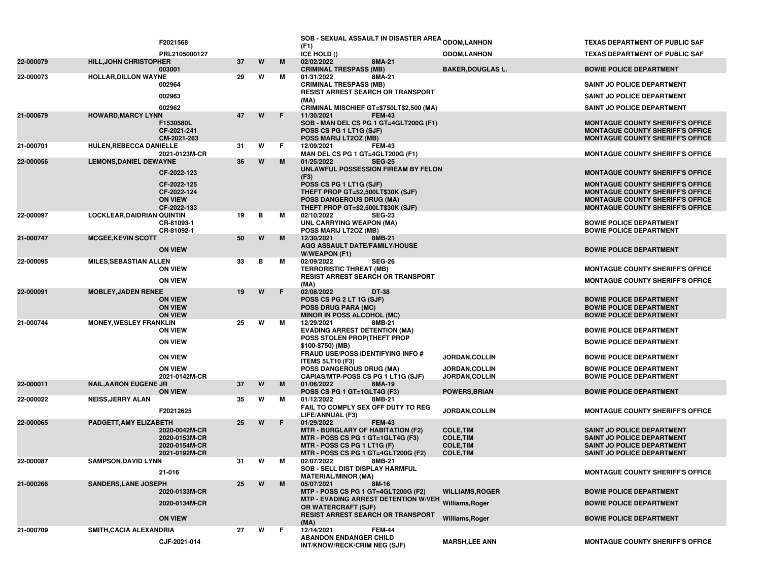| | | | | | | | | |
|---|---|---|---|---|---|---|---|---|
| | | F2021568 | | | | SOB - SEXUAL ASSAULT IN DISASTER AREA (F1) | ODOM,LANHON | TEXAS DEPARTMENT OF PUBLIC SAF |
| | | PRL2105000127 | | | | ICE HOLD () | ODOM,LANHON | TEXAS DEPARTMENT OF PUBLIC SAF |
| 22-000079 | HILL,JOHN CHRISTOPHER | | 37 | W | M | 02/02/2022 8MA-21 | | |
| | | 003001 | | | | CRIMINAL TRESPASS (MB) | BAKER,DOUGLAS L. | BOWIE POLICE DEPARTMENT |
| 22-000073 | HOLLAR,DILLON WAYNE | | 29 | W | M | 01/31/2022 8MA-21 | | |
| | | 002964 | | | | CRIMINAL TRESPASS (MB) | | SAINT JO POLICE DEPARTMENT |
| | | 002963 | | | | RESIST ARREST SEARCH OR TRANSPORT (MA) | | SAINT JO POLICE DEPARTMENT |
| | | 002962 | | | | CRIMINAL MISCHIEF GT=$750LT$2,500 (MA) | | SAINT JO POLICE DEPARTMENT |
| 21-000679 | HOWARD,MARCY LYNN | | 47 | W | F | 11/30/2021 FEM-43 | | |
| | | F1530580L | | | | SOB - MAN DEL CS PG 1 GT=4GLT200G (F1) | | MONTAGUE COUNTY SHERIFF'S OFFICE |
| | | CF-2021-241 | | | | POSS CS PG 1 LT1G (SJF) | | MONTAGUE COUNTY SHERIFF'S OFFICE |
| | | CM-2021-263 | | | | POSS MARIJ LT2OZ (MB) | | MONTAGUE COUNTY SHERIFF'S OFFICE |
| 21-000701 | HULEN,REBECCA DANIELLE | | 31 | W | F | 12/09/2021 FEM-43 | | |
| | | 2021-0123M-CR | | | | MAN DEL CS PG 1 GT=4GLT200G (F1) | | MONTAGUE COUNTY SHERIFF'S OFFICE |
| 22-000056 | LEMONS,DANIEL DEWAYNE | | 36 | W | M | 01/25/2022 SEG-25 | | |
| | | CF-2022-123 | | | | UNLAWFUL POSSESSION FIREAM BY FELON (F3) | | MONTAGUE COUNTY SHERIFF'S OFFICE |
| | | CF-2022-125 | | | | POSS CS PG 1 LT1G (SJF) | | MONTAGUE COUNTY SHERIFF'S OFFICE |
| | | CF-2022-124 | | | | THEFT PROP GT=$2,500LT$30K (SJF) | | MONTAGUE COUNTY SHERIFF'S OFFICE |
| | | ON VIEW | | | | POSS DANGEROUS DRUG (MA) | | MONTAGUE COUNTY SHERIFF'S OFFICE |
| | | CF-2022-133 | | | | THEFT PROP GT=$2,500LT$30K (SJF) | | MONTAGUE COUNTY SHERIFF'S OFFICE |
| 22-000097 | LOCKLEAR,DAIDRIAN QUINTIN | | 19 | B | M | 02/10/2022 SEG-23 | | |
| | | CR-81093-1 | | | | UNL CARRYING WEAPON (MA) | | BOWIE POLICE DEPARTMENT |
| | | CR-81092-1 | | | | POSS MARIJ LT2OZ (MB) | | BOWIE POLICE DEPARTMENT |
| 21-000747 | MCGEE,KEVIN SCOTT | | 50 | W | M | 12/30/2021 8MB-21 | | |
| | | ON VIEW | | | | AGG ASSAULT DATE/FAMILY/HOUSE W/WEAPON (F1) | | BOWIE POLICE DEPARTMENT |
| 22-000095 | MILES,SEBASTIAN ALLEN | | 33 | B | M | 02/09/2022 SEG-26 | | |
| | | ON VIEW | | | | TERRORISTIC THREAT (MB) | | MONTAGUE COUNTY SHERIFF'S OFFICE |
| | | ON VIEW | | | | RESIST ARREST SEARCH OR TRANSPORT (MA) | | MONTAGUE COUNTY SHERIFF'S OFFICE |
| 22-000091 | MOBLEY,JADEN RENEE | | 19 | W | F | 02/08/2022 DT-38 | | |
| | | ON VIEW | | | | POSS CS PG 2 LT 1G (SJF) | | BOWIE POLICE DEPARTMENT |
| | | ON VIEW | | | | POSS DRUG PARA (MC) | | BOWIE POLICE DEPARTMENT |
| | | ON VIEW | | | | MINOR IN POSS ALCOHOL (MC) | | BOWIE POLICE DEPARTMENT |
| 21-000744 | MONEY,WESLEY FRANKLIN | | 25 | W | M | 12/29/2021 8MB-21 | | |
| | | ON VIEW | | | | EVADING ARREST DETENTION (MA) | | BOWIE POLICE DEPARTMENT |
| | | ON VIEW | | | | POSS STOLEN PROP(THEFT PROP $100-$750) (MB) | | BOWIE POLICE DEPARTMENT |
| | | ON VIEW | | | | FRAUD USE/POSS IDENTIFYING INFO # ITEMS 5LT10 (F3) | JORDAN,COLLIN | BOWIE POLICE DEPARTMENT |
| | | ON VIEW | | | | POSS DANGEROUS DRUG (MA) | JORDAN,COLLIN | BOWIE POLICE DEPARTMENT |
| | | 2021-0142M-CR | | | | CAPIAS/MTP-POSS CS PG 1 LT1G (SJF) | JORDAN,COLLIN | BOWIE POLICE DEPARTMENT |
| 22-000011 | NAIL,AARON EUGENE JR | | 37 | W | M | 01/06/2022 8MA-19 | | |
| | | ON VIEW | | | | POSS CS PG 1 GT=1GLT4G (F3) | POWERS,BRIAN | BOWIE POLICE DEPARTMENT |
| 22-000022 | NEISS,JERRY ALAN | | 35 | W | M | 01/12/2022 8MB-21 | | |
| | | F20212625 | | | | FAIL TO COMPLY SEX OFF DUTY TO REG LIFE/ANNUAL (F3) | JORDAN,COLLIN | MONTAGUE COUNTY SHERIFF'S OFFICE |
| 22-000065 | PADGETT,AMY ELIZABETH | | 25 | W | F | 01/29/2022 FEM-43 | | |
| | | 2020-0042M-CR | | | | MTR - BURGLARY OF HABITATION (F2) | COLE,TIM | SAINT JO POLICE DEPARTMENT |
| | | 2020-0153M-CR | | | | MTR - POSS CS PG 1 GT=1GLT4G (F3) | COLE,TIM | SAINT JO POLICE DEPARTMENT |
| | | 2020-0154M-CR | | | | MTR - POSS CS PG 1 LT1G (F) | COLE,TIM | SAINT JO POLICE DEPARTMENT |
| | | 2021-0192M-CR | | | | MTR - POSS CS PG 1 GT=4GLT200G (F2) | COLE,TIM | SAINT JO POLICE DEPARTMENT |
| 22-000087 | SAMPSON,DAVID LYNN | | 31 | W | M | 02/07/2022 8MB-21 | | |
| | | 21-016 | | | | SOB - SELL DIST DISPLAY HARMFUL MATERIAL/MINOR (MA) | | MONTAGUE COUNTY SHERIFF'S OFFICE |
| 21-000266 | SANDERS,LANE JOSEPH | | 25 | W | M | 05/07/2021 8M-16 | | |
| | | 2020-0133M-CR | | | | MTP - POSS CS PG 1 GT=4GLT200G (F2) | WILLIAMS,ROGER | BOWIE POLICE DEPARTMENT |
| | | 2020-0134M-CR | | | | MTP - EVADING ARREST DETENTION W/VEH OR WATERCRAFT (SJF) | Williams,Roger | BOWIE POLICE DEPARTMENT |
| | | ON VIEW | | | | RESIST ARREST SEARCH OR TRANSPORT (MA) | Williams,Roger | BOWIE POLICE DEPARTMENT |
| 21-000709 | SMITH,CACIA ALEXANDRIA | | 27 | W | F | 12/14/2021 FEM-44 | | |
| | | CJF-2021-014 | | | | ABANDON ENDANGER CHILD INT/KNOW/RECK/CRIM NEG (SJF) | MARSH,LEE ANN | MONTAGUE COUNTY SHERIFF'S OFFICE |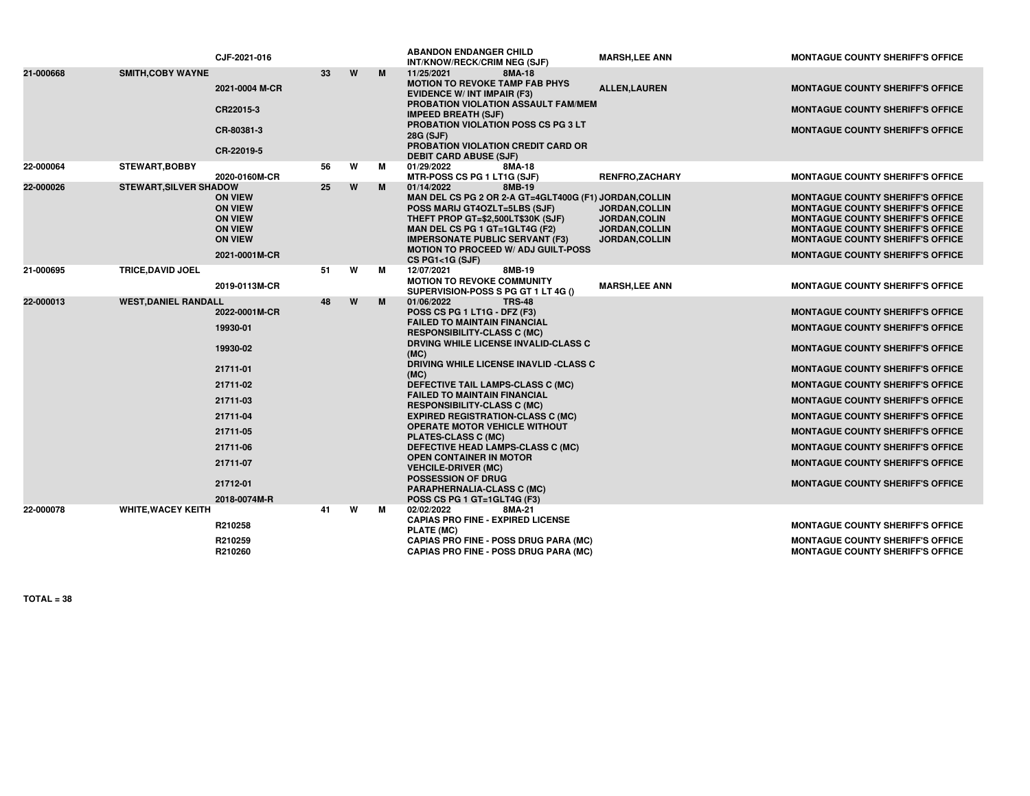| | | | | | | | | | |
|---|---|---|---|---|---|---|---|---|---|
| | | CJF-2021-016 | | | | | ABANDON ENDANGER CHILD INT/KNOW/RECK/CRIM NEG (SJF) | MARSH,LEE ANN | MONTAGUE COUNTY SHERIFF'S OFFICE |
| 21-000668 | SMITH,COBY WAYNE | | 33 | W | M | 11/25/2021 8MA-18 | | | |
| | | 2021-0004 M-CR | | | | | MOTION TO REVOKE TAMP FAB PHYS EVIDENCE W/ INT IMPAIR (F3) | ALLEN,LAUREN | MONTAGUE COUNTY SHERIFF'S OFFICE |
| | | CR22015-3 | | | | | PROBATION VIOLATION ASSAULT FAM/MEM IMPEED BREATH (SJF) | | MONTAGUE COUNTY SHERIFF'S OFFICE |
| | | CR-80381-3 | | | | | PROBATION VIOLATION POSS CS PG 3 LT 28G (SJF) | | MONTAGUE COUNTY SHERIFF'S OFFICE |
| | | CR-22019-5 | | | | | PROBATION VIOLATION CREDIT CARD OR DEBIT CARD ABUSE (SJF) | | |
| 22-000064 | STEWART,BOBBY | | 56 | W | M | 01/29/2022 8MA-18 | | | |
| | | 2020-0160M-CR | | | | | MTR-POSS CS PG 1 LT1G (SJF) | RENFRO,ZACHARY | MONTAGUE COUNTY SHERIFF'S OFFICE |
| 22-000026 | STEWART,SILVER SHADOW | | 25 | W | M | 01/14/2022 8MB-19 | | | |
| | | ON VIEW | | | | | MAN DEL CS PG 2 OR 2-A GT=4GLT400G (F1) | JORDAN,COLLIN | MONTAGUE COUNTY SHERIFF'S OFFICE |
| | | ON VIEW | | | | | POSS MARIJ GT4OZLT=5LBS (SJF) | JORDAN,COLLIN | MONTAGUE COUNTY SHERIFF'S OFFICE |
| | | ON VIEW | | | | | THEFT PROP GT=$2,500LT$30K (SJF) | JORDAN,COLIN | MONTAGUE COUNTY SHERIFF'S OFFICE |
| | | ON VIEW | | | | | MAN DEL CS PG 1 GT=1GLT4G (F2) | JORDAN,COLLIN | MONTAGUE COUNTY SHERIFF'S OFFICE |
| | | ON VIEW | | | | | IMPERSONATE PUBLIC SERVANT (F3) | JORDAN,COLLIN | MONTAGUE COUNTY SHERIFF'S OFFICE |
| | | 2021-0001M-CR | | | | | MOTION TO PROCEED W/ ADJ GUILT-POSS CS PG1<1G (SJF) | | MONTAGUE COUNTY SHERIFF'S OFFICE |
| 21-000695 | TRICE,DAVID JOEL | | 51 | W | M | 12/07/2021 8MB-19 | | | |
| | | 2019-0113M-CR | | | | | MOTION TO REVOKE COMMUNITY SUPERVISION-POSS S PG GT 1 LT 4G () | MARSH,LEE ANN | MONTAGUE COUNTY SHERIFF'S OFFICE |
| 22-000013 | WEST,DANIEL RANDALL | | 48 | W | M | 01/06/2022 TRS-48 | | | |
| | | 2022-0001M-CR | | | | | POSS CS PG 1 LT1G - DFZ (F3) | | MONTAGUE COUNTY SHERIFF'S OFFICE |
| | | 19930-01 | | | | | FAILED TO MAINTAIN FINANCIAL RESPONSIBILITY-CLASS C (MC) | | MONTAGUE COUNTY SHERIFF'S OFFICE |
| | | 19930-02 | | | | | DRVING WHILE LICENSE INVALID-CLASS C (MC) | | MONTAGUE COUNTY SHERIFF'S OFFICE |
| | | 21711-01 | | | | | DRIVING WHILE LICENSE INAVLID -CLASS C (MC) | | MONTAGUE COUNTY SHERIFF'S OFFICE |
| | | 21711-02 | | | | | DEFECTIVE TAIL LAMPS-CLASS C (MC) | | MONTAGUE COUNTY SHERIFF'S OFFICE |
| | | 21711-03 | | | | | FAILED TO MAINTAIN FINANCIAL RESPONSIBILITY-CLASS C (MC) | | MONTAGUE COUNTY SHERIFF'S OFFICE |
| | | 21711-04 | | | | | EXPIRED REGISTRATION-CLASS C (MC) | | MONTAGUE COUNTY SHERIFF'S OFFICE |
| | | 21711-05 | | | | | OPERATE MOTOR VEHICLE WITHOUT PLATES-CLASS C (MC) | | MONTAGUE COUNTY SHERIFF'S OFFICE |
| | | 21711-06 | | | | | DEFECTIVE HEAD LAMPS-CLASS C (MC) | | MONTAGUE COUNTY SHERIFF'S OFFICE |
| | | 21711-07 | | | | | OPEN CONTAINER IN MOTOR VEHCILE-DRIVER (MC) | | MONTAGUE COUNTY SHERIFF'S OFFICE |
| | | 21712-01 | | | | | POSSESSION OF DRUG PARAPHERNALIA-CLASS C (MC) | | MONTAGUE COUNTY SHERIFF'S OFFICE |
| | | 2018-0074M-R | | | | | POSS CS PG 1 GT=1GLT4G (F3) | | |
| 22-000078 | WHITE,WACEY KEITH | | 41 | W | M | 02/02/2022 8MA-21 | | | |
| | | R210258 | | | | | CAPIAS PRO FINE - EXPIRED LICENSE PLATE (MC) | | MONTAGUE COUNTY SHERIFF'S OFFICE |
| | | R210259 | | | | | CAPIAS PRO FINE - POSS DRUG PARA (MC) | | MONTAGUE COUNTY SHERIFF'S OFFICE |
| | | R210260 | | | | | CAPIAS PRO FINE - POSS DRUG PARA (MC) | | MONTAGUE COUNTY SHERIFF'S OFFICE |

TOTAL = 38